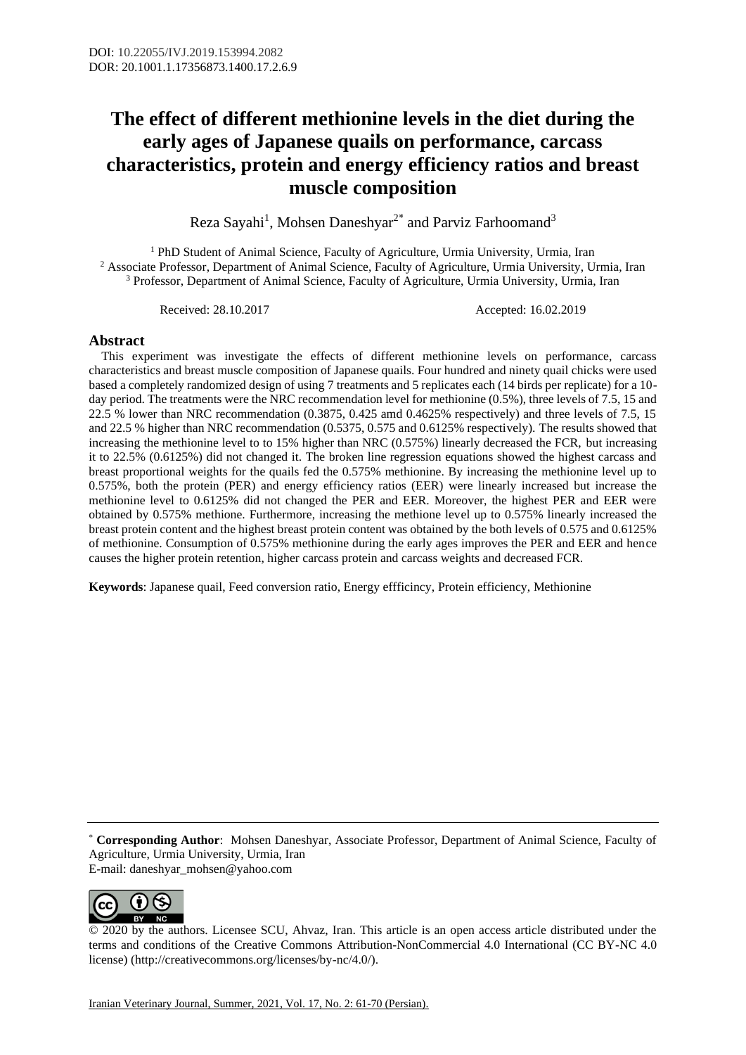DOI: 10.22055/IVJ.2019.153994.2082
DOR: 20.1001.1.17356873.1400.17.2.6.9

# The effect of different methionine levels in the diet during the early ages of Japanese quails on performance, carcass characteristics, protein and energy efficiency ratios and breast muscle composition

Reza Sayahi[1], Mohsen Daneshyar[2*] and Parviz Farhoomand[3]

[1] PhD Student of Animal Science, Faculty of Agriculture, Urmia University, Urmia, Iran
[2] Associate Professor, Department of Animal Science, Faculty of Agriculture, Urmia University, Urmia, Iran
[3] Professor, Department of Animal Science, Faculty of Agriculture, Urmia University, Urmia, Iran

Received: 28.10.2017 Accepted: 16.02.2019

## Abstract

This experiment was investigate the effects of different methionine levels on performance, carcass characteristics and breast muscle composition of Japanese quails. Four hundred and ninety quail chicks were used based a completely randomized design of using 7 treatments and 5 replicates each (14 birds per replicate) for a 10-day period. The treatments were the NRC recommendation level for methionine (0.5%), three levels of 7.5, 15 and 22.5 % lower than NRC recommendation (0.3875, 0.425 amd 0.4625% respectively) and three levels of 7.5, 15 and 22.5 % higher than NRC recommendation (0.5375, 0.575 and 0.6125% respectively). The results showed that increasing the methionine level to to 15% higher than NRC (0.575%) linearly decreased the FCR, but increasing it to 22.5% (0.6125%) did not changed it. The broken line regression equations showed the highest carcass and breast proportional weights for the quails fed the 0.575% methionine. By increasing the methionine level up to 0.575%, both the protein (PER) and energy efficiency ratios (EER) were linearly increased but increase the methionine level to 0.6125% did not changed the PER and EER. Moreover, the highest PER and EER were obtained by 0.575% methione. Furthermore, increasing the methione level up to 0.575% linearly increased the breast protein content and the highest breast protein content was obtained by the both levels of 0.575 and 0.6125% of methionine. Consumption of 0.575% methionine during the early ages improves the PER and EER and hence causes the higher protein retention, higher carcass protein and carcass weights and decreased FCR.

**Keywords**: Japanese quail, Feed conversion ratio, Energy effficincy, Protein efficiency, Methionine

---

* **Corresponding Author**: Mohsen Daneshyar, Associate Professor, Department of Animal Science, Faculty of Agriculture, Urmia University, Urmia, Iran
E-mail: daneshyar_mohsen@yahoo.com

© 2020 by the authors. Licensee SCU, Ahvaz, Iran. This article is an open access article distributed under the terms and conditions of the Creative Commons Attribution-NonCommercial 4.0 International (CC BY-NC 4.0 license) (http://creativecommons.org/licenses/by-nc/4.0/).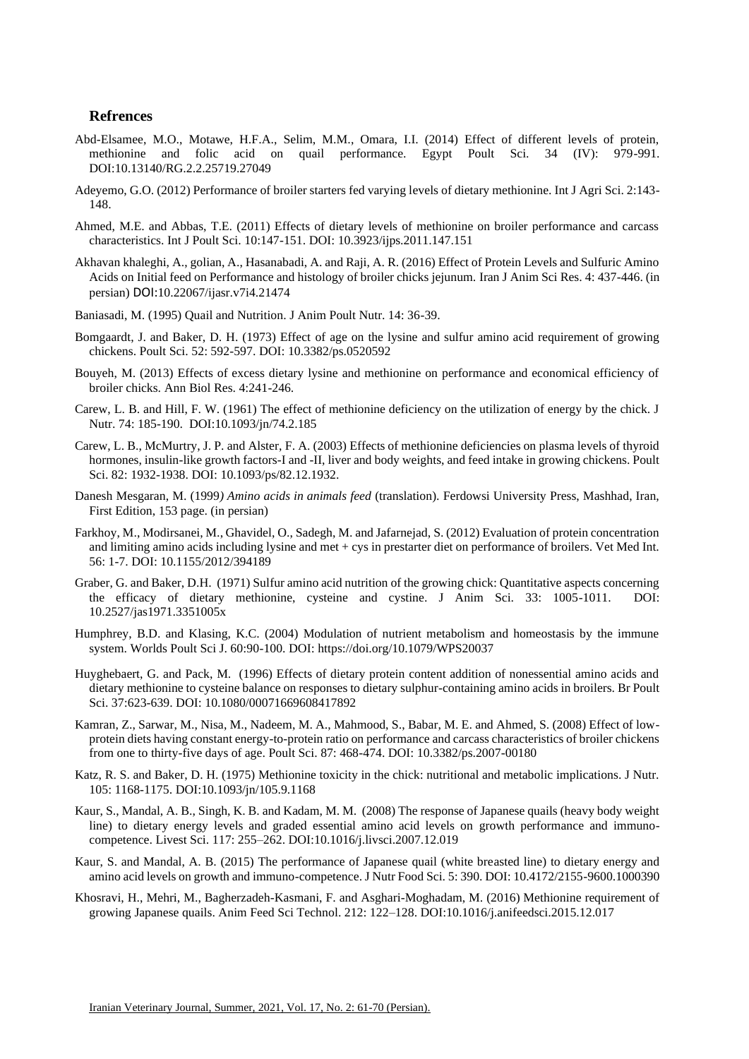## Refrences

Abd-Elsamee, M.O., Motawe, H.F.A., Selim, M.M., Omara, I.I. (2014) Effect of different levels of protein, methionine and folic acid on quail performance. Egypt Poult Sci. 34 (IV): 979-991. DOI:10.13140/RG.2.2.25719.27049

Adeyemo, G.O. (2012) Performance of broiler starters fed varying levels of dietary methionine. Int J Agri Sci. 2:143-148.

Ahmed, M.E. and Abbas, T.E. (2011) Effects of dietary levels of methionine on broiler performance and carcass characteristics. Int J Poult Sci. 10:147-151. DOI: 10.3923/ijps.2011.147.151

Akhavan khaleghi, A., golian, A., Hasanabadi, A. and Raji, A. R. (2016) Effect of Protein Levels and Sulfuric Amino Acids on Initial feed on Performance and histology of broiler chicks jejunum. Iran J Anim Sci Res. 4: 437-446. (in persian) DOI:10.22067/ijasr.v7i4.21474

Baniasadi, M. (1995) Quail and Nutrition. J Anim Poult Nutr. 14: 36-39.

Bomgaardt, J. and Baker, D. H. (1973) Effect of age on the lysine and sulfur amino acid requirement of growing chickens. Poult Sci. 52: 592-597. DOI: 10.3382/ps.0520592

Bouyeh, M. (2013) Effects of excess dietary lysine and methionine on performance and economical efficiency of broiler chicks. Ann Biol Res. 4:241-246.

Carew, L. B. and Hill, F. W. (1961) The effect of methionine deficiency on the utilization of energy by the chick. J Nutr. 74: 185-190. DOI:10.1093/jn/74.2.185

Carew, L. B., McMurtry, J. P. and Alster, F. A. (2003) Effects of methionine deficiencies on plasma levels of thyroid hormones, insulin-like growth factors-I and -II, liver and body weights, and feed intake in growing chickens. Poult Sci. 82: 1932-1938. DOI: 10.1093/ps/82.12.1932.

Danesh Mesgaran, M. (1999*) Amino acids in animals feed* (translation). Ferdowsi University Press, Mashhad, Iran, First Edition, 153 page. (in persian)

Farkhoy, M., Modirsanei, M., Ghavidel, O., Sadegh, M. and Jafarnejad, S. (2012) Evaluation of protein concentration and limiting amino acids including lysine and met + cys in prestarter diet on performance of broilers. Vet Med Int. 56: 1-7. DOI: 10.1155/2012/394189

Graber, G. and Baker, D.H. (1971) Sulfur amino acid nutrition of the growing chick: Quantitative aspects concerning the efficacy of dietary methionine, cysteine and cystine. J Anim Sci. 33: 1005-1011. DOI: 10.2527/jas1971.3351005x

Humphrey, B.D. and Klasing, K.C. (2004) Modulation of nutrient metabolism and homeostasis by the immune system. Worlds Poult Sci J. 60:90-100. DOI: https://doi.org/10.1079/WPS20037

Huyghebaert, G. and Pack, M. (1996) Effects of dietary protein content addition of nonessential amino acids and dietary methionine to cysteine balance on responses to dietary sulphur-containing amino acids in broilers. Br Poult Sci. 37:623-639. DOI: 10.1080/00071669608417892

Kamran, Z., Sarwar, M., Nisa, M., Nadeem, M. A., Mahmood, S., Babar, M. E. and Ahmed, S. (2008) Effect of low-protein diets having constant energy-to-protein ratio on performance and carcass characteristics of broiler chickens from one to thirty-five days of age. Poult Sci. 87: 468-474. DOI: 10.3382/ps.2007-00180

Katz, R. S. and Baker, D. H. (1975) Methionine toxicity in the chick: nutritional and metabolic implications. J Nutr. 105: 1168-1175. DOI:10.1093/jn/105.9.1168

Kaur, S., Mandal, A. B., Singh, K. B. and Kadam, M. M. (2008) The response of Japanese quails (heavy body weight line) to dietary energy levels and graded essential amino acid levels on growth performance and immuno-competence. Livest Sci. 117: 255–262. DOI:10.1016/j.livsci.2007.12.019

Kaur, S. and Mandal, A. B. (2015) The performance of Japanese quail (white breasted line) to dietary energy and amino acid levels on growth and immuno-competence. J Nutr Food Sci. 5: 390. DOI: 10.4172/2155-9600.1000390

Khosravi, H., Mehri, M., Bagherzadeh-Kasmani, F. and Asghari-Moghadam, M. (2016) Methionine requirement of growing Japanese quails. Anim Feed Sci Technol. 212: 122–128. DOI:10.1016/j.anifeedsci.2015.12.017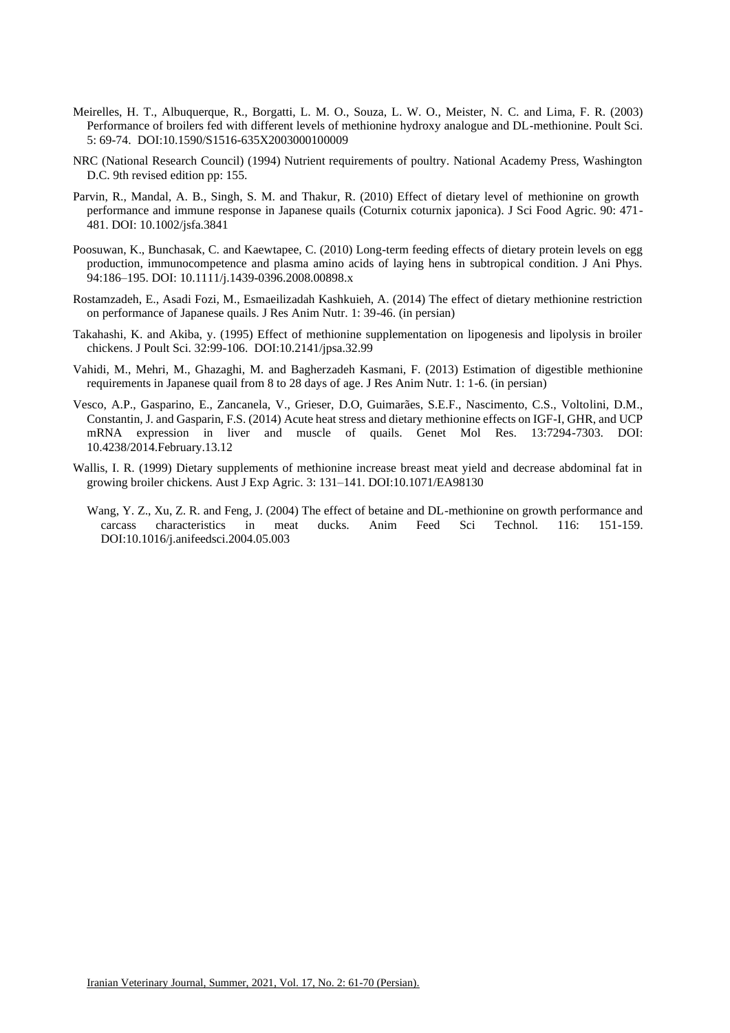Meirelles, H. T., Albuquerque, R., Borgatti, L. M. O., Souza, L. W. O., Meister, N. C. and Lima, F. R. (2003) Performance of broilers fed with different levels of methionine hydroxy analogue and DL-methionine. Poult Sci. 5: 69-74. DOI:10.1590/S1516-635X2003000100009

NRC (National Research Council) (1994) Nutrient requirements of poultry. National Academy Press, Washington D.C. 9th revised edition pp: 155.

Parvin, R., Mandal, A. B., Singh, S. M. and Thakur, R. (2010) Effect of dietary level of methionine on growth performance and immune response in Japanese quails (Coturnix coturnix japonica). J Sci Food Agric. 90: 471-481. DOI: 10.1002/jsfa.3841

Poosuwan, K., Bunchasak, C. and Kaewtapee, C. (2010) Long-term feeding effects of dietary protein levels on egg production, immunocompetence and plasma amino acids of laying hens in subtropical condition. J Ani Phys. 94:186–195. DOI: 10.1111/j.1439-0396.2008.00898.x

Rostamzadeh, E., Asadi Fozi, M., Esmaeilizadah Kashkuieh, A. (2014) The effect of dietary methionine restriction on performance of Japanese quails. J Res Anim Nutr. 1: 39-46. (in persian)

Takahashi, K. and Akiba, y. (1995) Effect of methionine supplementation on lipogenesis and lipolysis in broiler chickens. J Poult Sci. 32:99-106. DOI:10.2141/jpsa.32.99

Vahidi, M., Mehri, M., Ghazaghi, M. and Bagherzadeh Kasmani, F. (2013) Estimation of digestible methionine requirements in Japanese quail from 8 to 28 days of age. J Res Anim Nutr. 1: 1-6. (in persian)

Vesco, A.P., Gasparino, E., Zancanela, V., Grieser, D.O, Guimarães, S.E.F., Nascimento, C.S., Voltolini, D.M., Constantin, J. and Gasparin, F.S. (2014) Acute heat stress and dietary methionine effects on IGF-I, GHR, and UCP mRNA expression in liver and muscle of quails. Genet Mol Res. 13:7294-7303. DOI: 10.4238/2014.February.13.12

Wallis, I. R. (1999) Dietary supplements of methionine increase breast meat yield and decrease abdominal fat in growing broiler chickens. Aust J Exp Agric. 3: 131–141. DOI:10.1071/EA98130

Wang, Y. Z., Xu, Z. R. and Feng, J. (2004) The effect of betaine and DL-methionine on growth performance and carcass characteristics in meat ducks. Anim Feed Sci Technol. 116: 151-159. DOI:10.1016/j.anifeedsci.2004.05.003